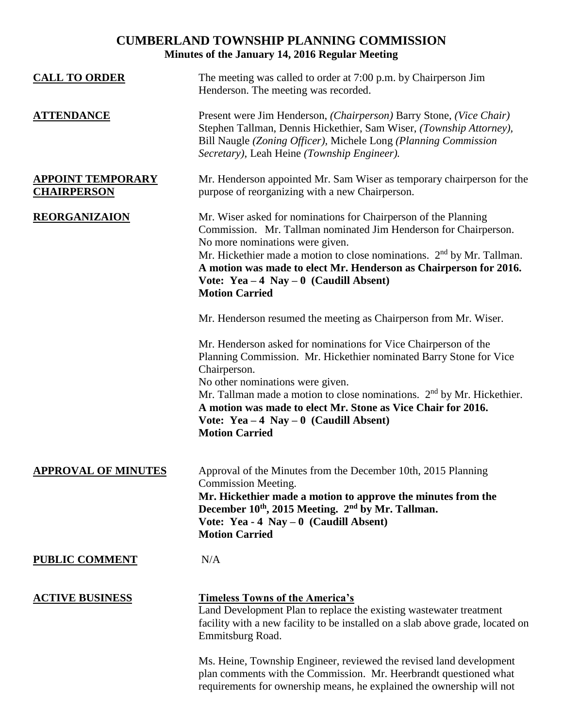# CUMBERLAND TOWNSHIP PLANNING COMMISSION

## Minutes of the January 14, 2016 Regular Meeting

**CALL TO ORDER**

The meeting was called to order at 7:00 p.m. by Chairperson Jim Henderson. The meeting was recorded.

**ATTENDANCE**

Present were Jim Henderson, *(Chairperson)* Barry Stone, *(Vice Chair)* Stephen Tallman, Dennis Hickethier, Sam Wiser, *(Township Attorney),* Bill Naugle *(Zoning Officer),* Michele Long *(Planning Commission Secretary)*, Leah Heine *(Township Engineer).*

**APPOINT TEMPORARY CHAIRPERSON**

Mr. Henderson appointed Mr. Sam Wiser as temporary chairperson for the purpose of reorganizing with a new Chairperson.

**REORGANIZAION**

Mr. Wiser asked for nominations for Chairperson of the Planning Commission. Mr. Tallman nominated Jim Henderson for Chairperson.
No more nominations were given.
Mr. Hickethier made a motion to close nominations. 2nd by Mr. Tallman.
**A motion was made to elect Mr. Henderson as Chairperson for 2016.**
**Vote: Yea – 4 Nay – 0 (Caudill Absent)**
**Motion Carried**

Mr. Henderson resumed the meeting as Chairperson from Mr. Wiser.

Mr. Henderson asked for nominations for Vice Chairperson of the Planning Commission. Mr. Hickethier nominated Barry Stone for Vice Chairperson.
No other nominations were given.
Mr. Tallman made a motion to close nominations. 2nd by Mr. Hickethier.
**A motion was made to elect Mr. Stone as Vice Chair for 2016.**
**Vote: Yea – 4 Nay – 0 (Caudill Absent)**
**Motion Carried**

**APPROVAL OF MINUTES**

Approval of the Minutes from the December 10th, 2015 Planning Commission Meeting.
**Mr. Hickethier made a motion to approve the minutes from the December 10th, 2015 Meeting. 2nd by Mr. Tallman.**
**Vote: Yea - 4 Nay – 0 (Caudill Absent)**
**Motion Carried**

**PUBLIC COMMENT**

N/A

**ACTIVE BUSINESS**

**Timeless Towns of the America's**
Land Development Plan to replace the existing wastewater treatment facility with a new facility to be installed on a slab above grade, located on Emmitsburg Road.

Ms. Heine, Township Engineer, reviewed the revised land development plan comments with the Commission. Mr. Heerbrandt questioned what requirements for ownership means, he explained the ownership will not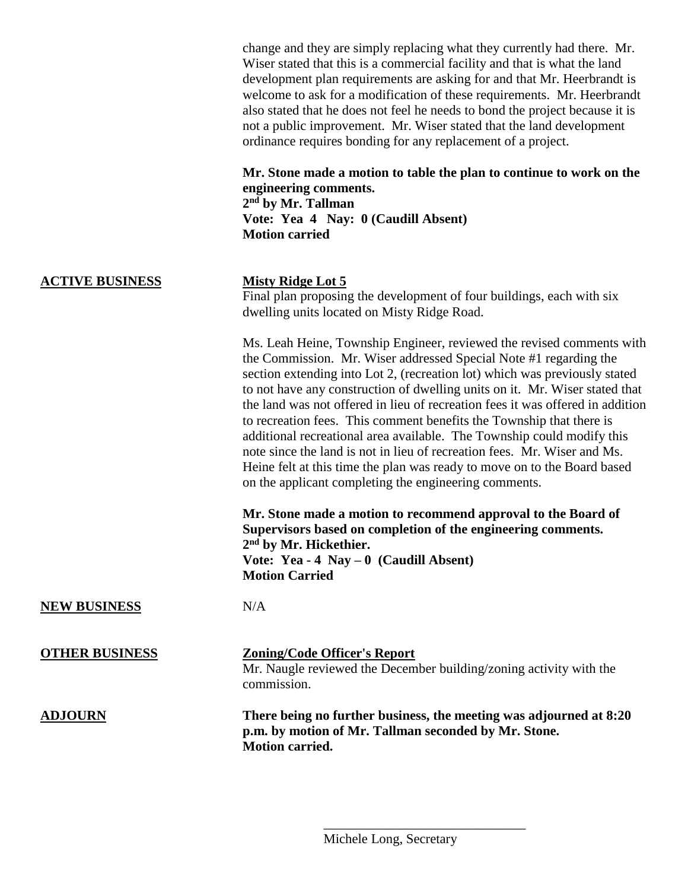change and they are simply replacing what they currently had there. Mr. Wiser stated that this is a commercial facility and that is what the land development plan requirements are asking for and that Mr. Heerbrandt is welcome to ask for a modification of these requirements. Mr. Heerbrandt also stated that he does not feel he needs to bond the project because it is not a public improvement. Mr. Wiser stated that the land development ordinance requires bonding for any replacement of a project.

**Mr. Stone made a motion to table the plan to continue to work on the engineering comments.**
**2nd by Mr. Tallman**
**Vote: Yea 4 Nay: 0 (Caudill Absent)**
**Motion carried**

**ACTIVE BUSINESS**

**Misty Ridge Lot 5**

Final plan proposing the development of four buildings, each with six dwelling units located on Misty Ridge Road.

Ms. Leah Heine, Township Engineer, reviewed the revised comments with the Commission. Mr. Wiser addressed Special Note #1 regarding the section extending into Lot 2, (recreation lot) which was previously stated to not have any construction of dwelling units on it. Mr. Wiser stated that the land was not offered in lieu of recreation fees it was offered in addition to recreation fees. This comment benefits the Township that there is additional recreational area available. The Township could modify this note since the land is not in lieu of recreation fees. Mr. Wiser and Ms. Heine felt at this time the plan was ready to move on to the Board based on the applicant completing the engineering comments.

**Mr. Stone made a motion to recommend approval to the Board of Supervisors based on completion of the engineering comments.**
**2nd by Mr. Hickethier.**
**Vote: Yea - 4 Nay – 0 (Caudill Absent)**
**Motion Carried**

**NEW BUSINESS**

N/A

**OTHER BUSINESS**

**Zoning/Code Officer's Report**

Mr. Naugle reviewed the December building/zoning activity with the commission.

**ADJOURN**

**There being no further business, the meeting was adjourned at 8:20 p.m. by motion of Mr. Tallman seconded by Mr. Stone.**
**Motion carried.**

______________________________
Michele Long, Secretary